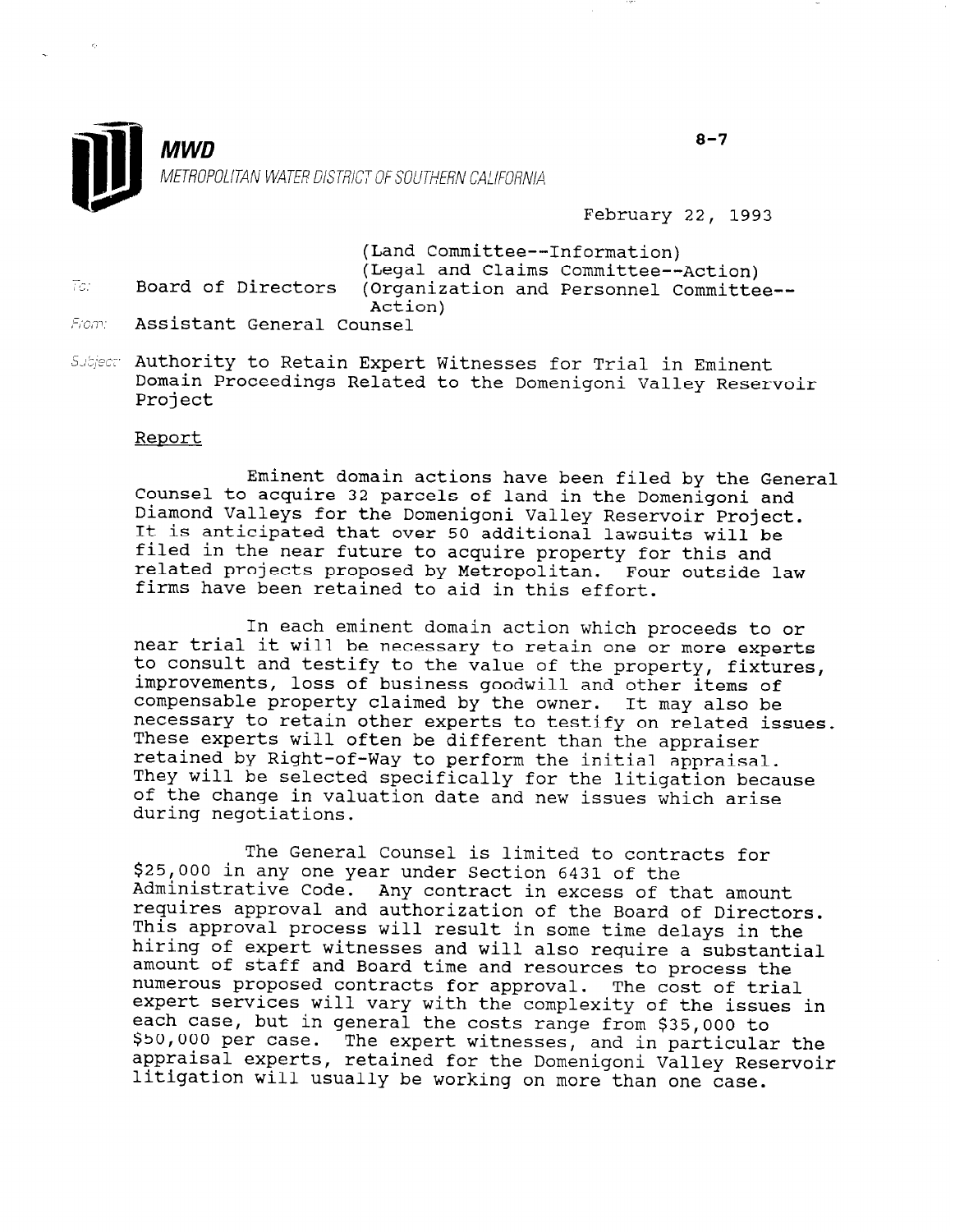**MWD**

METROPOLITAN WATER DISTRICT OF SOUTHERN CALIFORNIA

8-7

February 22, 1993

(Land Committee--Information)
(Legal and Claims Committee--Action)
(Organization and Personnel Committee--Action)

To: Board of Directors

From: Assistant General Counsel

Subject: Authority to Retain Expert Witnesses for Trial in Eminent Domain Proceedings Related to the Domenigoni Valley Reservoir Project

## Report

Eminent domain actions have been filed by the General Counsel to acquire 32 parcels of land in the Domenigoni and Diamond Valleys for the Domenigoni Valley Reservoir Project. It is anticipated that over 50 additional lawsuits will be filed in the near future to acquire property for this and related projects proposed by Metropolitan. Four outside law firms have been retained to aid in this effort.

In each eminent domain action which proceeds to or near trial it will be necessary to retain one or more experts to consult and testify to the value of the property, fixtures, improvements, loss of business goodwill and other items of compensable property claimed by the owner. It may also be necessary to retain other experts to testify on related issues. These experts will often be different than the appraiser retained by Right-of-Way to perform the initial appraisal. They will be selected specifically for the litigation because of the change in valuation date and new issues which arise during negotiations.

The General Counsel is limited to contracts for $25,000 in any one year under Section 6431 of the Administrative Code. Any contract in excess of that amount requires approval and authorization of the Board of Directors. This approval process will result in some time delays in the hiring of expert witnesses and will also require a substantial amount of staff and Board time and resources to process the numerous proposed contracts for approval. The cost of trial expert services will vary with the complexity of the issues in each case, but in general the costs range from $35,000 to $50,000 per case. The expert witnesses, and in particular the appraisal experts, retained for the Domenigoni Valley Reservoir litigation will usually be working on more than one case.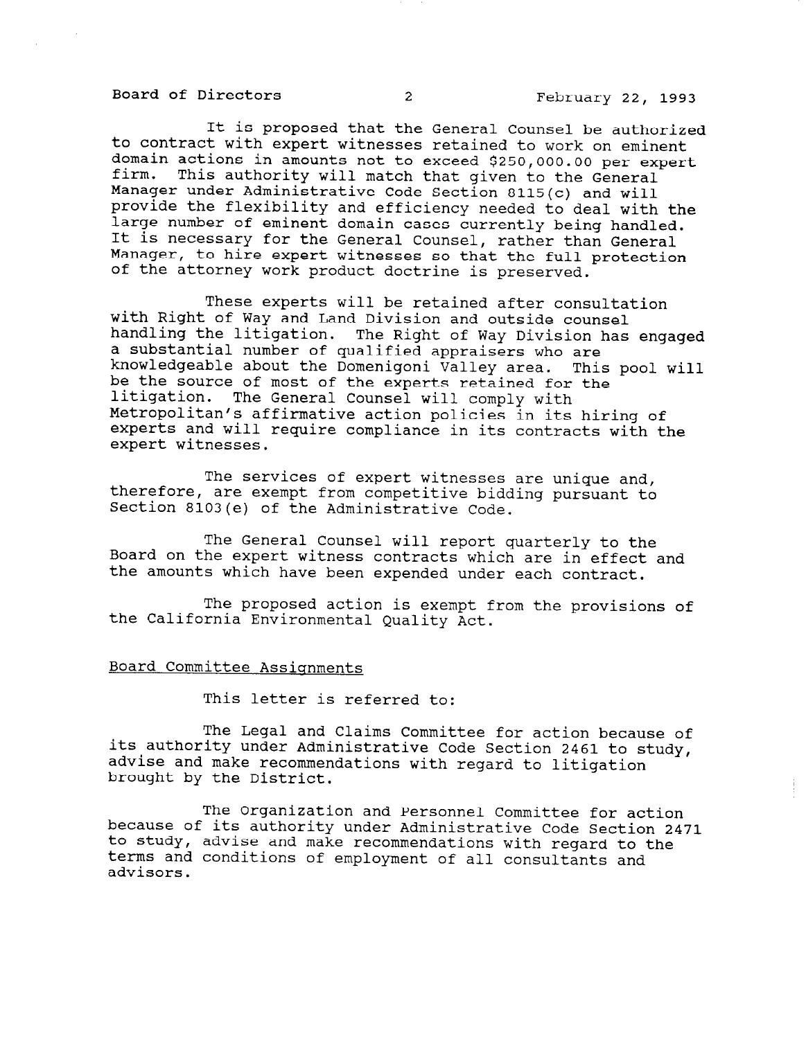It is proposed that the General Counsel be authorized to contract with expert witnesses retained to work on eminent domain actions in amounts not to exceed $250,000.00 per expert firm. This authority will match that given to the General Manager under Administrative Code Section 8115(c) and will provide the flexibility and efficiency needed to deal with the large number of eminent domain cases currently being handled. It is necessary for the General Counsel, rather than General Manager, to hire expert witnesses so that the full protection of the attorney work product doctrine is preserved.

These experts will be retained after consultation with Right of Way and Land Division and outside counsel handling the litigation. The Right of Way Division has engaged a substantial number of qualified appraisers who are knowledgeable about the Domenigoni Valley area. This pool will be the source of most of the experts retained for the litigation. The General Counsel will comply with Metropolitan's affirmative action policies in its hiring of experts and will require compliance in its contracts with the expert witnesses.

The services of expert witnesses are unique and, therefore, are exempt from competitive bidding pursuant to Section 8103(e) of the Administrative Code.

The General Counsel will report quarterly to the Board on the expert witness contracts which are in effect and the amounts which have been expended under each contract.

The proposed action is exempt from the provisions of the California Environmental Quality Act.

## Board Committee Assignments

This letter is referred to:

The Legal and Claims Committee for action because of its authority under Administrative Code Section 2461 to study, advise and make recommendations with regard to litigation brought by the District.

The Organization and Personnel Committee for action because of its authority under Administrative Code Section 2471 to study, advise and make recommendations with regard to the terms and conditions of employment of all consultants and advisors.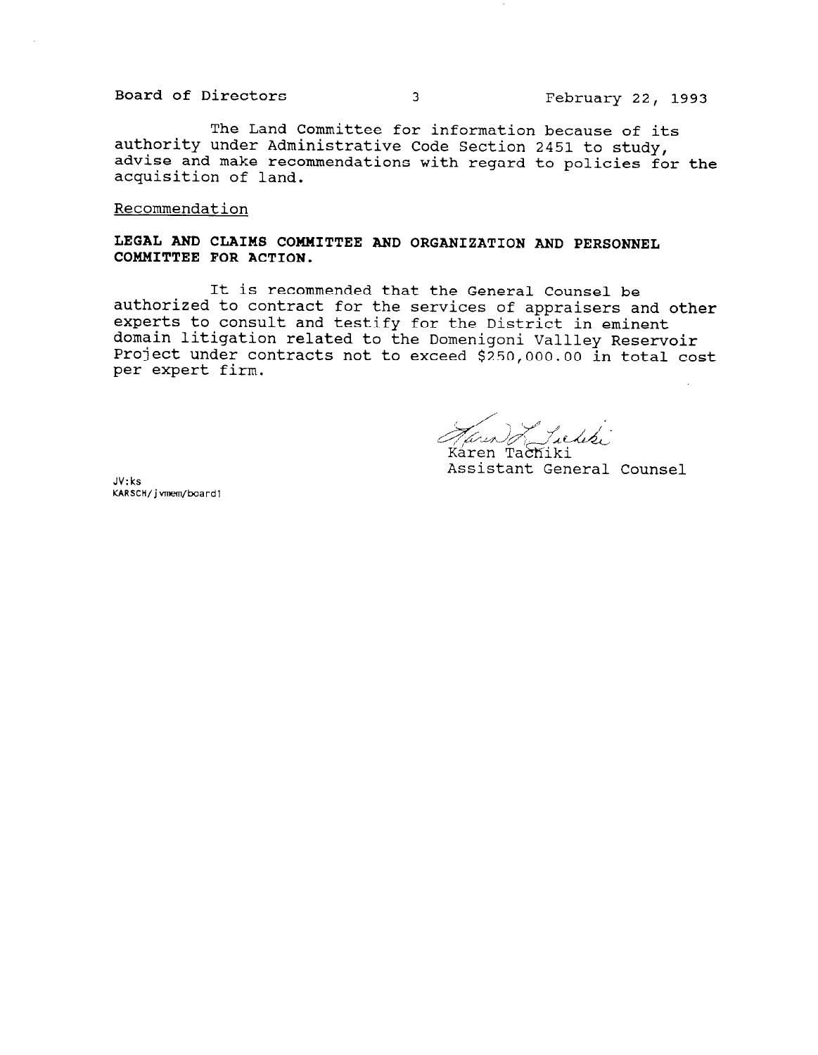The Land Committee for information because of its authority under Administrative Code Section 2451 to study, advise and make recommendations with regard to policies for the acquisition of land.

Recommendation

**LEGAL AND CLAIMS COMMITTEE AND ORGANIZATION AND PERSONNEL COMMITTEE FOR ACTION.**

It is recommended that the General Counsel be authorized to contract for the services of appraisers and other experts to consult and testify for the District in eminent domain litigation related to the Domenigoni Vallley Reservoir Project under contracts not to exceed $250,000.00 in total cost per expert firm.

Karen Tachiki
Assistant General Counsel

JV:ks
KARSCH/jvmem/board1